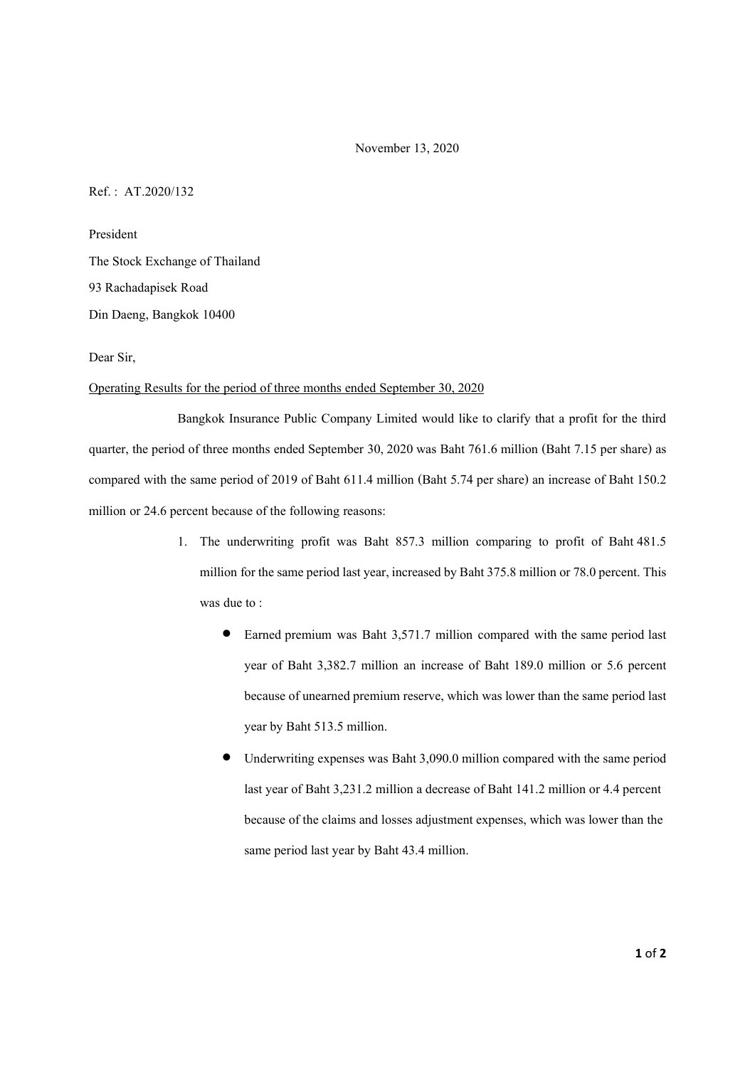November 13, 2020

Ref. : AT.2020/132

President

The Stock Exchange of Thailand

93 Rachadapisek Road

Din Daeng, Bangkok 10400

Dear Sir,

<u>Operating Results for the period of three months ended September 30, 2020</u>

Bangkok Insurance Public Company Limited would like to clarify that a profit for the third quarter, the period of three months ended September 30, 2020 was Baht 761.6 million (Baht 7.15 per share) as compared with the same period of 2019 of Baht 611.4 million (Baht 5.74 per share) an increase of Baht 150.2 million or 24.6 percent because of the following reasons:

1. The underwriting profit was Baht 857.3 million comparing to profit of Baht 481.5 million for the same period last year, increased by Baht 375.8 million or 78.0 percent. This was due to :
   - Earned premium was Baht 3,571.7 million compared with the same period last year of Baht 3,382.7 million an increase of Baht 189.0 million or 5.6 percent because of unearned premium reserve, which was lower than the same period last year by Baht 513.5 million.
   - Underwriting expenses was Baht 3,090.0 million compared with the same period last year of Baht 3,231.2 million a decrease of Baht 141.2 million or 4.4 percent because of the claims and losses adjustment expenses, which was lower than the same period last year by Baht 43.4 million.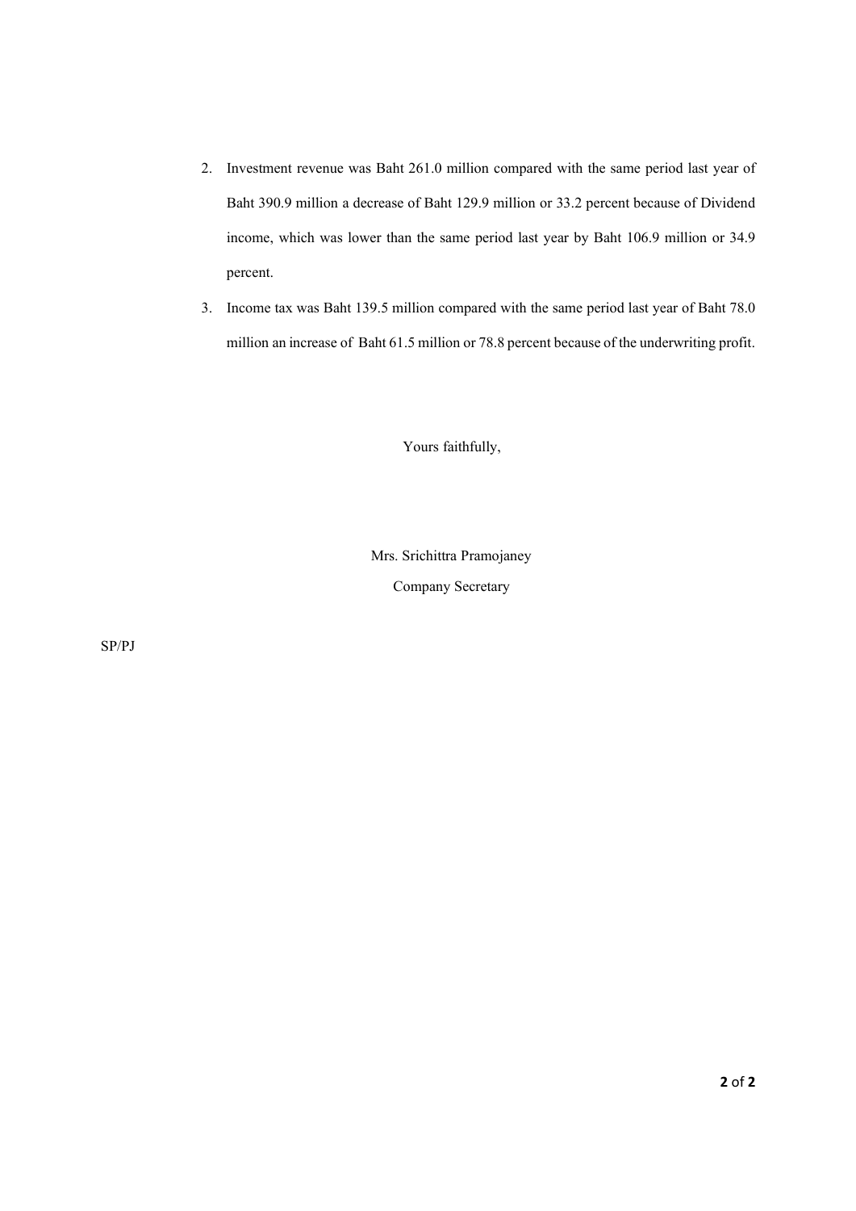2. Investment revenue was Baht 261.0 million compared with the same period last year of Baht 390.9 million a decrease of Baht 129.9 million or 33.2 percent because of Dividend income, which was lower than the same period last year by Baht 106.9 million or 34.9 percent.
3. Income tax was Baht 139.5 million compared with the same period last year of Baht 78.0 million an increase of Baht 61.5 million or 78.8 percent because of the underwriting profit.

Yours faithfully,

Mrs. Srichittra Pramojaney

Company Secretary

SP/PJ